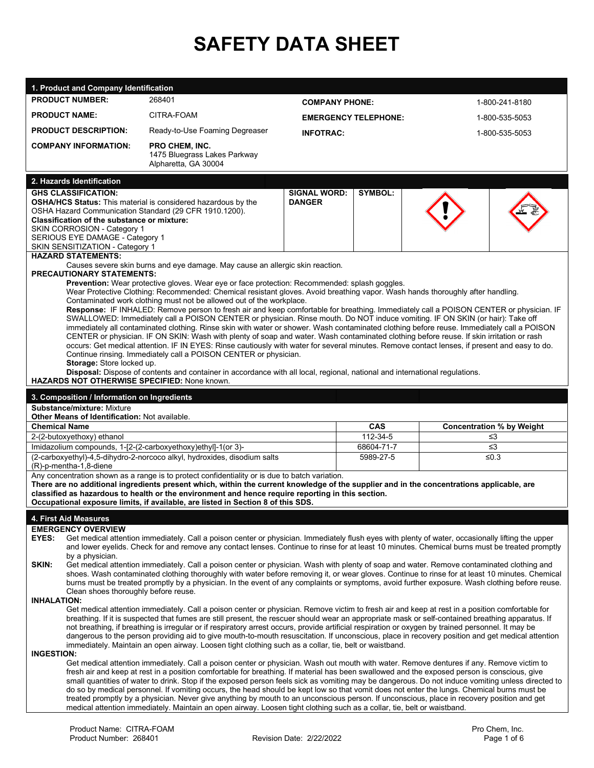# SAFETY DATA SHEET

## 1. Product and Company Identification

| | | | |
|---|---|---|---|
| **PRODUCT NUMBER:** | 268401 | **COMPANY PHONE:** | 1-800-241-8180 |
| **PRODUCT NAME:** | CITRA-FOAM | **EMERGENCY TELEPHONE:** | 1-800-535-5053 |
| **PRODUCT DESCRIPTION:** | Ready-to-Use Foaming Degreaser | **INFOTRAC:** | 1-800-535-5053 |
| **COMPANY INFORMATION:** | **PRO CHEM, INC.** 1475 Bluegrass Lakes Parkway Alpharetta, GA 30004 | | |

## 2. Hazards Identification

**GHS CLASSIFICATION:**
**OSHA/HCS Status:** This material is considered hazardous by the OSHA Hazard Communication Standard (29 CFR 1910.1200).
**Classification of the substance or mixture:**
SKIN CORROSION - Category 1
SERIOUS EYE DAMAGE - Category 1
SKIN SENSITIZATION - Category 1

**SIGNAL WORD:** DANGER

**SYMBOL:**

**HAZARD STATEMENTS:**

Causes severe skin burns and eye damage. May cause an allergic skin reaction.

**PRECAUTIONARY STATEMENTS:**

**Prevention:** Wear protective gloves. Wear eye or face protection: Recommended: splash goggles.
Wear Protective Clothing: Recommended: Chemical resistant gloves. Avoid breathing vapor. Wash hands thoroughly after handling.
Contaminated work clothing must not be allowed out of the workplace.

**Response:** IF INHALED: Remove person to fresh air and keep comfortable for breathing. Immediately call a POISON CENTER or physician. IF SWALLOWED: Immediately call a POISON CENTER or physician. Rinse mouth. Do NOT induce vomiting. IF ON SKIN (or hair): Take off immediately all contaminated clothing. Rinse skin with water or shower. Wash contaminated clothing before reuse. Immediately call a POISON CENTER or physician. IF ON SKIN: Wash with plenty of soap and water. Wash contaminated clothing before reuse. If skin irritation or rash occurs: Get medical attention. IF IN EYES: Rinse cautiously with water for several minutes. Remove contact lenses, if present and easy to do. Continue rinsing. Immediately call a POISON CENTER or physician.

**Storage:** Store locked up.

**Disposal:** Dispose of contents and container in accordance with all local, regional, national and international regulations.

**HAZARDS NOT OTHERWISE SPECIFIED:** None known.

## 3. Composition / Information on Ingredients

**Substance/mixture:** Mixture
**Other Means of Identification:** Not available.

| Chemical Name | CAS | Concentration % by Weight |
|---|---|---|
| 2-(2-butoxyethoxy) ethanol | 112-34-5 | ≤3 |
| Imidazolium compounds, 1-[2-(2-carboxyethoxy)ethyl]-1(or 3)-(2-carboxyethyl)-4,5-dihydro-2-norcoco alkyl, hydroxides, disodium salts | 68604-71-7 | ≤3 |
| (R)-p-mentha-1,8-diene | 5989-27-5 | ≤0.3 |

Any concentration shown as a range is to protect confidentiality or is due to batch variation.
**There are no additional ingredients present which, within the current knowledge of the supplier and in the concentrations applicable, are classified as hazardous to health or the environment and hence require reporting in this section.**
**Occupational exposure limits, if available, are listed in Section 8 of this SDS.**

## 4. First Aid Measures

**EMERGENCY OVERVIEW**

**EYES:** Get medical attention immediately. Call a poison center or physician. Immediately flush eyes with plenty of water, occasionally lifting the upper and lower eyelids. Check for and remove any contact lenses. Continue to rinse for at least 10 minutes. Chemical burns must be treated promptly by a physician.

**SKIN:** Get medical attention immediately. Call a poison center or physician. Wash with plenty of soap and water. Remove contaminated clothing and shoes. Wash contaminated clothing thoroughly with water before removing it, or wear gloves. Continue to rinse for at least 10 minutes. Chemical burns must be treated promptly by a physician. In the event of any complaints or symptoms, avoid further exposure. Wash clothing before reuse. Clean shoes thoroughly before reuse.

**INHALATION:**

Get medical attention immediately. Call a poison center or physician. Remove victim to fresh air and keep at rest in a position comfortable for breathing. If it is suspected that fumes are still present, the rescuer should wear an appropriate mask or self-contained breathing apparatus. If not breathing, if breathing is irregular or if respiratory arrest occurs, provide artificial respiration or oxygen by trained personnel. It may be dangerous to the person providing aid to give mouth-to-mouth resuscitation. If unconscious, place in recovery position and get medical attention immediately. Maintain an open airway. Loosen tight clothing such as a collar, tie, belt or waistband.

**INGESTION:**

Get medical attention immediately. Call a poison center or physician. Wash out mouth with water. Remove dentures if any. Remove victim to fresh air and keep at rest in a position comfortable for breathing. If material has been swallowed and the exposed person is conscious, give small quantities of water to drink. Stop if the exposed person feels sick as vomiting may be dangerous. Do not induce vomiting unless directed to do so by medical personnel. If vomiting occurs, the head should be kept low so that vomit does not enter the lungs. Chemical burns must be treated promptly by a physician. Never give anything by mouth to an unconscious person. If unconscious, place in recovery position and get medical attention immediately. Maintain an open airway. Loosen tight clothing such as a collar, tie, belt or waistband.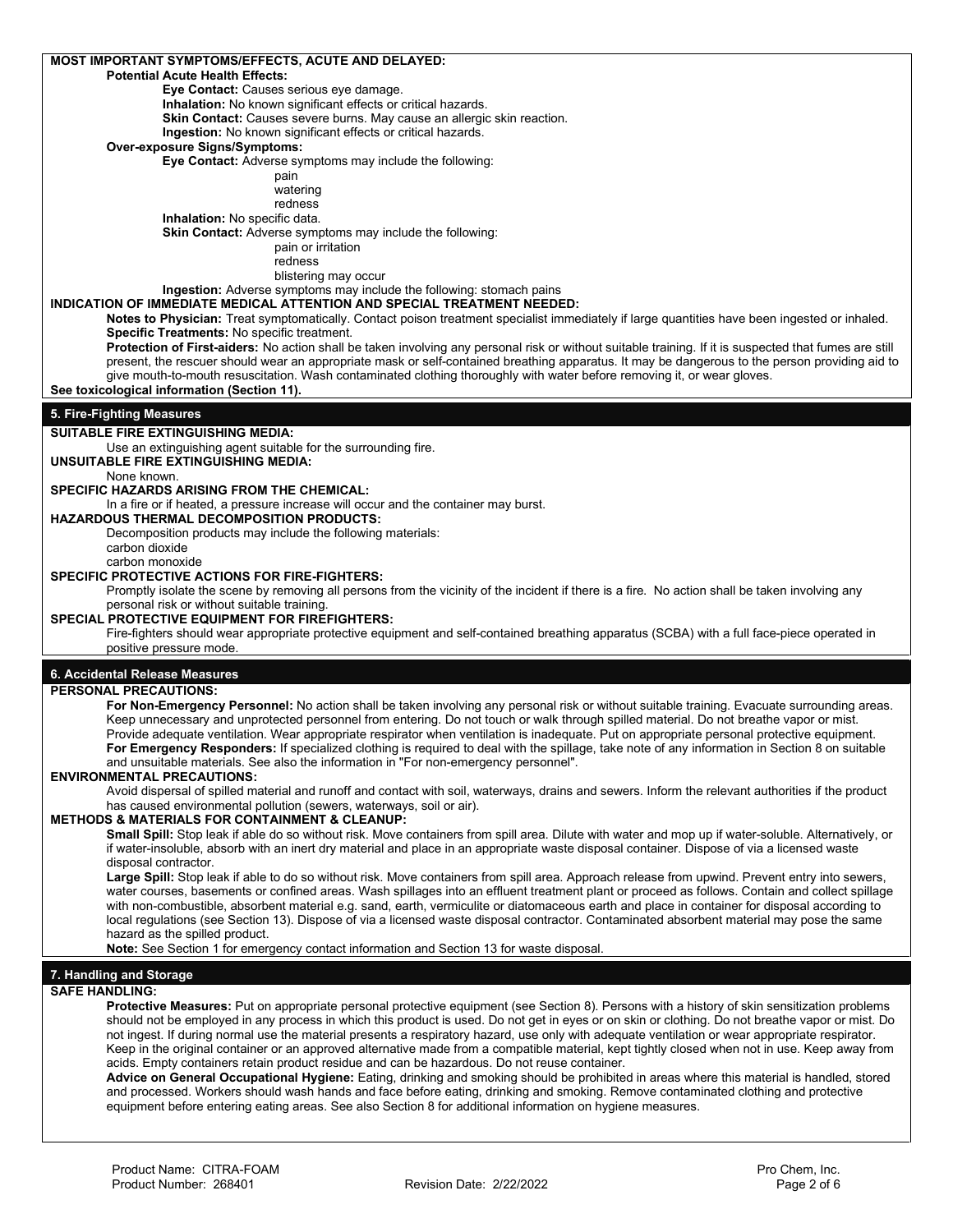**MOST IMPORTANT SYMPTOMS/EFFECTS, ACUTE AND DELAYED:**

**Potential Acute Health Effects:**

**Eye Contact:** Causes serious eye damage.

**Inhalation:** No known significant effects or critical hazards.

**Skin Contact:** Causes severe burns. May cause an allergic skin reaction.

**Ingestion:** No known significant effects or critical hazards.

**Over-exposure Signs/Symptoms:**

**Eye Contact:** Adverse symptoms may include the following:

- pain
- watering
- redness

**Inhalation:** No specific data.

**Skin Contact:** Adverse symptoms may include the following:

- pain or irritation
- redness
- blistering may occur

**Ingestion:** Adverse symptoms may include the following: stomach pains

**INDICATION OF IMMEDIATE MEDICAL ATTENTION AND SPECIAL TREATMENT NEEDED:**

**Notes to Physician:** Treat symptomatically. Contact poison treatment specialist immediately if large quantities have been ingested or inhaled.

**Specific Treatments:** No specific treatment.

**Protection of First-aiders:** No action shall be taken involving any personal risk or without suitable training. If it is suspected that fumes are still present, the rescuer should wear an appropriate mask or self-contained breathing apparatus. It may be dangerous to the person providing aid to give mouth-to-mouth resuscitation. Wash contaminated clothing thoroughly with water before removing it, or wear gloves.

**See toxicological information (Section 11).**

## 5. Fire-Fighting Measures

**SUITABLE FIRE EXTINGUISHING MEDIA:**

Use an extinguishing agent suitable for the surrounding fire.

**UNSUITABLE FIRE EXTINGUISHING MEDIA:**

None known.

**SPECIFIC HAZARDS ARISING FROM THE CHEMICAL:**

In a fire or if heated, a pressure increase will occur and the container may burst.

**HAZARDOUS THERMAL DECOMPOSITION PRODUCTS:**

Decomposition products may include the following materials:
carbon dioxide
carbon monoxide

**SPECIFIC PROTECTIVE ACTIONS FOR FIRE-FIGHTERS:**

Promptly isolate the scene by removing all persons from the vicinity of the incident if there is a fire. No action shall be taken involving any personal risk or without suitable training.

**SPECIAL PROTECTIVE EQUIPMENT FOR FIREFIGHTERS:**

Fire-fighters should wear appropriate protective equipment and self-contained breathing apparatus (SCBA) with a full face-piece operated in positive pressure mode.

## 6. Accidental Release Measures

**PERSONAL PRECAUTIONS:**

**For Non-Emergency Personnel:** No action shall be taken involving any personal risk or without suitable training. Evacuate surrounding areas. Keep unnecessary and unprotected personnel from entering. Do not touch or walk through spilled material. Do not breathe vapor or mist. Provide adequate ventilation. Wear appropriate respirator when ventilation is inadequate. Put on appropriate personal protective equipment.

**For Emergency Responders:** If specialized clothing is required to deal with the spillage, take note of any information in Section 8 on suitable and unsuitable materials. See also the information in "For non-emergency personnel".

**ENVIRONMENTAL PRECAUTIONS:**

Avoid dispersal of spilled material and runoff and contact with soil, waterways, drains and sewers. Inform the relevant authorities if the product has caused environmental pollution (sewers, waterways, soil or air).

**METHODS & MATERIALS FOR CONTAINMENT & CLEANUP:**

**Small Spill:** Stop leak if able do so without risk. Move containers from spill area. Dilute with water and mop up if water-soluble. Alternatively, or if water-insoluble, absorb with an inert dry material and place in an appropriate waste disposal container. Dispose of via a licensed waste disposal contractor.

**Large Spill:** Stop leak if able to do so without risk. Move containers from spill area. Approach release from upwind. Prevent entry into sewers, water courses, basements or confined areas. Wash spillages into an effluent treatment plant or proceed as follows. Contain and collect spillage with non-combustible, absorbent material e.g. sand, earth, vermiculite or diatomaceous earth and place in container for disposal according to local regulations (see Section 13). Dispose of via a licensed waste disposal contractor. Contaminated absorbent material may pose the same hazard as the spilled product.

**Note:** See Section 1 for emergency contact information and Section 13 for waste disposal.

## 7. Handling and Storage

**SAFE HANDLING:**

**Protective Measures:** Put on appropriate personal protective equipment (see Section 8). Persons with a history of skin sensitization problems should not be employed in any process in which this product is used. Do not get in eyes or on skin or clothing. Do not breathe vapor or mist. Do not ingest. If during normal use the material presents a respiratory hazard, use only with adequate ventilation or wear appropriate respirator. Keep in the original container or an approved alternative made from a compatible material, kept tightly closed when not in use. Keep away from acids. Empty containers retain product residue and can be hazardous. Do not reuse container.

**Advice on General Occupational Hygiene:** Eating, drinking and smoking should be prohibited in areas where this material is handled, stored and processed. Workers should wash hands and face before eating, drinking and smoking. Remove contaminated clothing and protective equipment before entering eating areas. See also Section 8 for additional information on hygiene measures.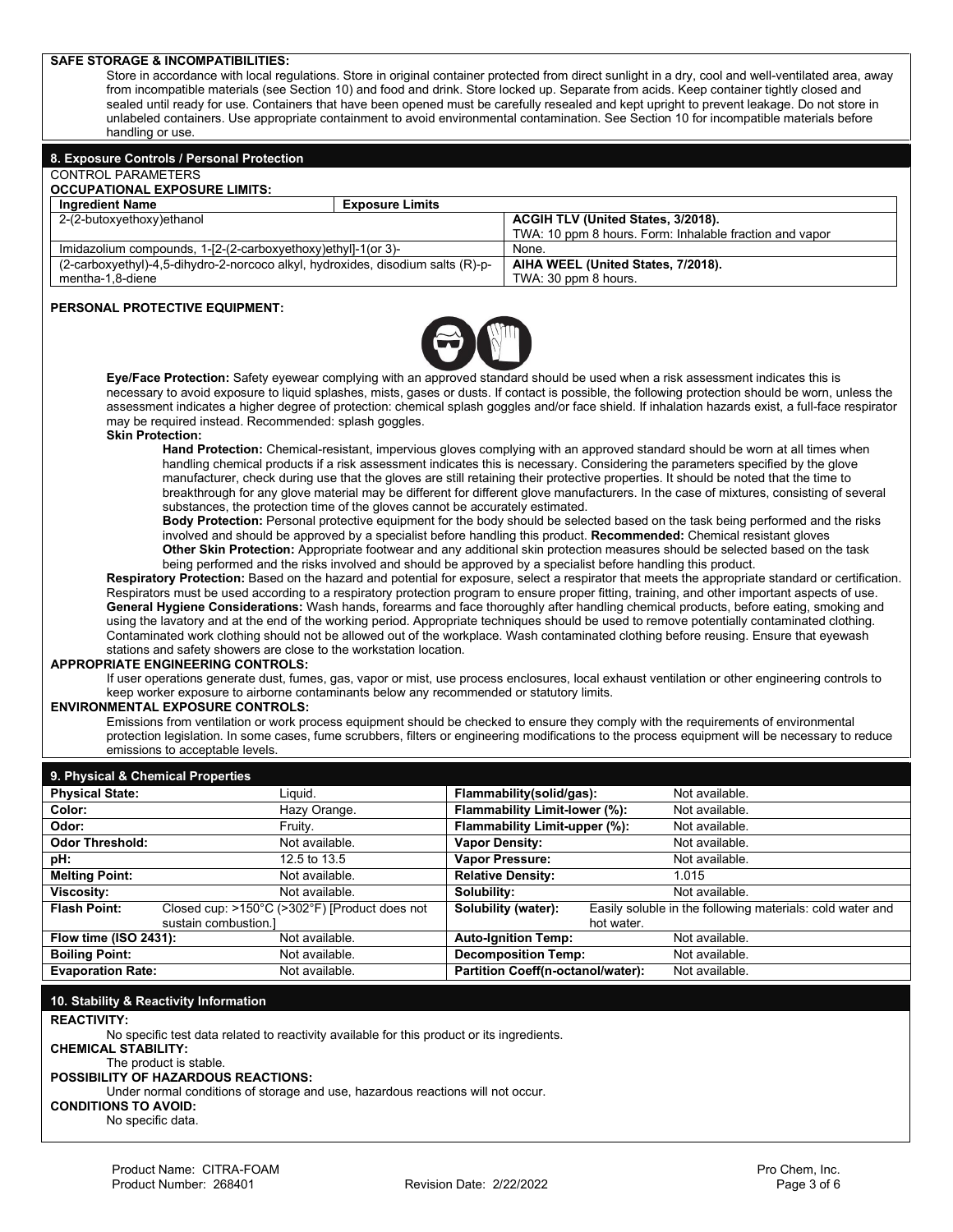**SAFE STORAGE & INCOMPATIBILITIES:**

Store in accordance with local regulations. Store in original container protected from direct sunlight in a dry, cool and well-ventilated area, away from incompatible materials (see Section 10) and food and drink. Store locked up. Separate from acids. Keep container tightly closed and sealed until ready for use. Containers that have been opened must be carefully resealed and kept upright to prevent leakage. Do not store in unlabeled containers. Use appropriate containment to avoid environmental contamination. See Section 10 for incompatible materials before handling or use.

## 8. Exposure Controls / Personal Protection

CONTROL PARAMETERS

**OCCUPATIONAL EXPOSURE LIMITS:**

| Ingredient Name | Exposure Limits |
|---|---|
| 2-(2-butoxyethoxy)ethanol | **ACGIH TLV (United States, 3/2018).** TWA: 10 ppm 8 hours. Form: Inhalable fraction and vapor |
| Imidazolium compounds, 1-[2-(2-carboxyethoxy)ethyl]-1(or 3)- | None. |
| (2-carboxyethyl)-4,5-dihydro-2-norcoco alkyl, hydroxides, disodium salts (R)-p-mentha-1,8-diene | **AIHA WEEL (United States, 7/2018).** TWA: 30 ppm 8 hours. |

**PERSONAL PROTECTIVE EQUIPMENT:**

**Eye/Face Protection:** Safety eyewear complying with an approved standard should be used when a risk assessment indicates this is necessary to avoid exposure to liquid splashes, mists, gases or dusts. If contact is possible, the following protection should be worn, unless the assessment indicates a higher degree of protection: chemical splash goggles and/or face shield. If inhalation hazards exist, a full-face respirator may be required instead. Recommended: splash goggles.

**Skin Protection:**

**Hand Protection:** Chemical-resistant, impervious gloves complying with an approved standard should be worn at all times when handling chemical products if a risk assessment indicates this is necessary. Considering the parameters specified by the glove manufacturer, check during use that the gloves are still retaining their protective properties. It should be noted that the time to breakthrough for any glove material may be different for different glove manufacturers. In the case of mixtures, consisting of several substances, the protection time of the gloves cannot be accurately estimated.

**Body Protection:** Personal protective equipment for the body should be selected based on the task being performed and the risks involved and should be approved by a specialist before handling this product. **Recommended:** Chemical resistant gloves

**Other Skin Protection:** Appropriate footwear and any additional skin protection measures should be selected based on the task being performed and the risks involved and should be approved by a specialist before handling this product.

**Respiratory Protection:** Based on the hazard and potential for exposure, select a respirator that meets the appropriate standard or certification. Respirators must be used according to a respiratory protection program to ensure proper fitting, training, and other important aspects of use.

**General Hygiene Considerations:** Wash hands, forearms and face thoroughly after handling chemical products, before eating, smoking and using the lavatory and at the end of the working period. Appropriate techniques should be used to remove potentially contaminated clothing. Contaminated work clothing should not be allowed out of the workplace. Wash contaminated clothing before reusing. Ensure that eyewash stations and safety showers are close to the workstation location.

**APPROPRIATE ENGINEERING CONTROLS:**

If user operations generate dust, fumes, gas, vapor or mist, use process enclosures, local exhaust ventilation or other engineering controls to keep worker exposure to airborne contaminants below any recommended or statutory limits.

**ENVIRONMENTAL EXPOSURE CONTROLS:**

Emissions from ventilation or work process equipment should be checked to ensure they comply with the requirements of environmental protection legislation. In some cases, fume scrubbers, filters or engineering modifications to the process equipment will be necessary to reduce emissions to acceptable levels.

## 9. Physical & Chemical Properties

| Property | Value | Property | Value |
|---|---|---|---|
| **Physical State:** | Liquid. | **Flammability(solid/gas):** | Not available. |
| **Color:** | Hazy Orange. | **Flammability Limit-lower (%):** | Not available. |
| **Odor:** | Fruity. | **Flammability Limit-upper (%):** | Not available. |
| **Odor Threshold:** | Not available. | **Vapor Density:** | Not available. |
| **pH:** | 12.5 to 13.5 | **Vapor Pressure:** | Not available. |
| **Melting Point:** | Not available. | **Relative Density:** | 1.015 |
| **Viscosity:** | Not available. | **Solubility:** | Not available. |
| **Flash Point:** | Closed cup: >150°C (>302°F) [Product does not sustain combustion.] | **Solubility (water):** | Easily soluble in the following materials: cold water and hot water. |
| **Flow time (ISO 2431):** | Not available. | **Auto-Ignition Temp:** | Not available. |
| **Boiling Point:** | Not available. | **Decomposition Temp:** | Not available. |
| **Evaporation Rate:** | Not available. | **Partition Coeff(n-octanol/water):** | Not available. |

## 10. Stability & Reactivity Information

**REACTIVITY:**

No specific test data related to reactivity available for this product or its ingredients.

**CHEMICAL STABILITY:**

The product is stable.

**POSSIBILITY OF HAZARDOUS REACTIONS:**

Under normal conditions of storage and use, hazardous reactions will not occur.

**CONDITIONS TO AVOID:**

No specific data.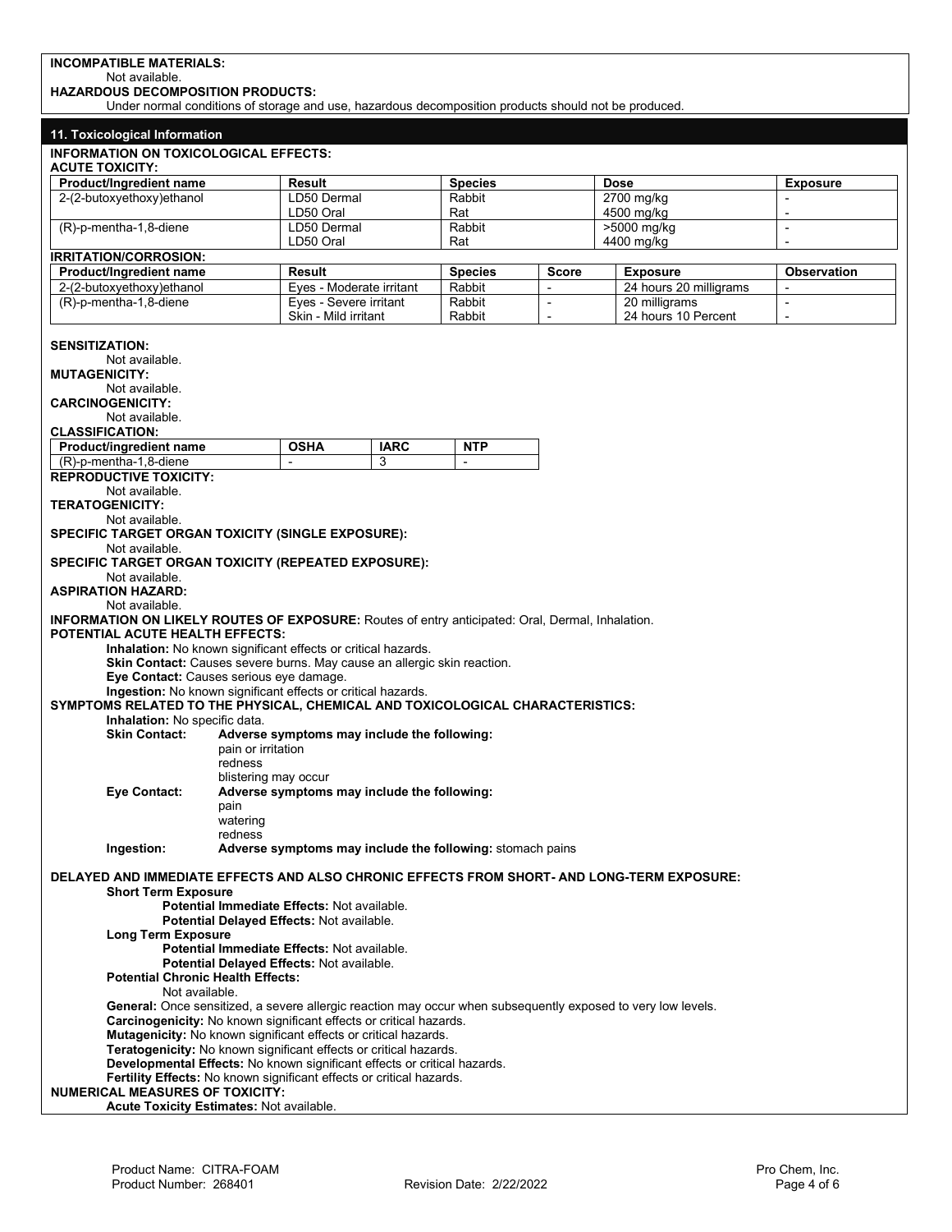**INCOMPATIBLE MATERIALS:**

Not available.

**HAZARDOUS DECOMPOSITION PRODUCTS:**

Under normal conditions of storage and use, hazardous decomposition products should not be produced.

## 11. Toxicological Information

**INFORMATION ON TOXICOLOGICAL EFFECTS:**

**ACUTE TOXICITY:**

| Product/Ingredient name | Result | Species | Dose | Exposure |
|---|---|---|---|---|
| 2-(2-butoxyethoxy)ethanol | LD50 Dermal | Rabbit | 2700 mg/kg | - |
| | LD50 Oral | Rat | 4500 mg/kg | - |
| (R)-p-mentha-1,8-diene | LD50 Dermal | Rabbit | >5000 mg/kg | - |
| | LD50 Oral | Rat | 4400 mg/kg | - |

**IRRITATION/CORROSION:**

| Product/Ingredient name | Result | Species | Score | Exposure | Observation |
|---|---|---|---|---|---|
| 2-(2-butoxyethoxy)ethanol | Eyes - Moderate irritant | Rabbit | - | 24 hours 20 milligrams | - |
| (R)-p-mentha-1,8-diene | Eyes - Severe irritant | Rabbit | - | 20 milligrams | - |
| | Skin - Mild irritant | Rabbit | - | 24 hours 10 Percent | - |

**SENSITIZATION:**

Not available.

**MUTAGENICITY:**

Not available.

**CARCINOGENICITY:**

Not available.

**CLASSIFICATION:**

| Product/ingredient name | OSHA | IARC | NTP |
|---|---|---|---|
| (R)-p-mentha-1,8-diene | - | 3 | - |

**REPRODUCTIVE TOXICITY:**

Not available.

**TERATOGENICITY:**

Not available.

**SPECIFIC TARGET ORGAN TOXICITY (SINGLE EXPOSURE):**

Not available.

**SPECIFIC TARGET ORGAN TOXICITY (REPEATED EXPOSURE):**

Not available.

**ASPIRATION HAZARD:**

Not available.

**INFORMATION ON LIKELY ROUTES OF EXPOSURE:** Routes of entry anticipated: Oral, Dermal, Inhalation.

**POTENTIAL ACUTE HEALTH EFFECTS:**

**Inhalation:** No known significant effects or critical hazards.
**Skin Contact:** Causes severe burns. May cause an allergic skin reaction.
**Eye Contact:** Causes serious eye damage.
**Ingestion:** No known significant effects or critical hazards.

**SYMPTOMS RELATED TO THE PHYSICAL, CHEMICAL AND TOXICOLOGICAL CHARACTERISTICS:**

**Inhalation:** No specific data.

**Skin Contact:** **Adverse symptoms may include the following:**
pain or irritation
redness
blistering may occur

**Eye Contact:** **Adverse symptoms may include the following:**
pain
watering
redness

**Ingestion:** **Adverse symptoms may include the following:** stomach pains

**DELAYED AND IMMEDIATE EFFECTS AND ALSO CHRONIC EFFECTS FROM SHORT- AND LONG-TERM EXPOSURE:**

**Short Term Exposure**

**Potential Immediate Effects:** Not available.
**Potential Delayed Effects:** Not available.

**Long Term Exposure**

**Potential Immediate Effects:** Not available.
**Potential Delayed Effects:** Not available.

**Potential Chronic Health Effects:**

Not available.

**General:** Once sensitized, a severe allergic reaction may occur when subsequently exposed to very low levels.
**Carcinogenicity:** No known significant effects or critical hazards.
**Mutagenicity:** No known significant effects or critical hazards.
**Teratogenicity:** No known significant effects or critical hazards.
**Developmental Effects:** No known significant effects or critical hazards.
**Fertility Effects:** No known significant effects or critical hazards.

**NUMERICAL MEASURES OF TOXICITY:**

**Acute Toxicity Estimates:** Not available.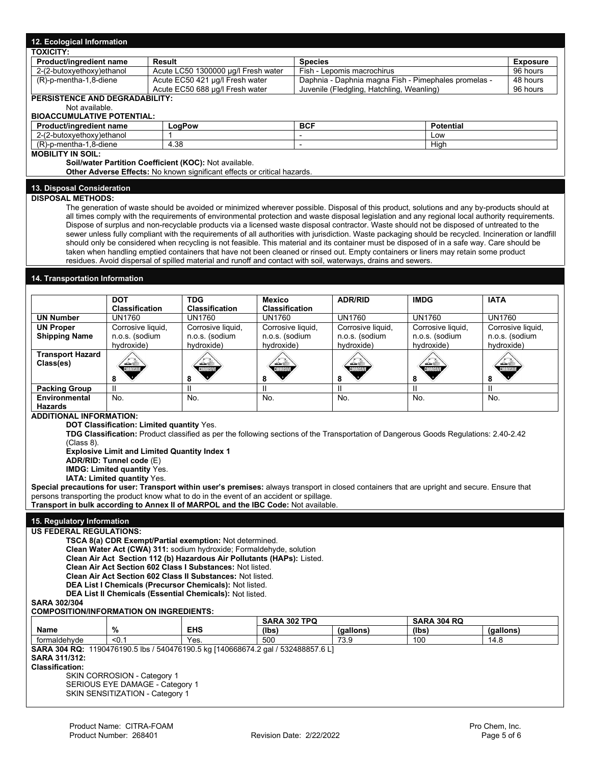## 12. Ecological Information

**TOXICITY:**

| Product/ingredient name | Result | Species | Exposure |
|---|---|---|---|
| 2-(2-butoxyethoxy)ethanol | Acute LC50 1300000 µg/l Fresh water | Fish - Lepomis macrochirus | 96 hours |
| (R)-p-mentha-1,8-diene | Acute EC50 421 µg/l Fresh water<br>Acute EC50 688 µg/l Fresh water | Daphnia - Daphnia magna Fish - Pimephales promelas - Juvenile (Fledgling, Hatchling, Weanling) | 48 hours<br>96 hours |

**PERSISTENCE AND DEGRADABILITY:**

Not available.

**BIOACCUMULATIVE POTENTIAL:**

| Product/ingredient name | LogPow | BCF | Potential |
|---|---|---|---|
| 2-(2-butoxyethoxy)ethanol | 1 | - | Low |
| (R)-p-mentha-1,8-diene | 4.38 | - | High |

**MOBILITY IN SOIL:**

**Soil/water Partition Coefficient (KOC):** Not available.

**Other Adverse Effects:** No known significant effects or critical hazards.

## 13. Disposal Consideration

**DISPOSAL METHODS:**

The generation of waste should be avoided or minimized wherever possible. Disposal of this product, solutions and any by-products should at all times comply with the requirements of environmental protection and waste disposal legislation and any regional local authority requirements. Dispose of surplus and non-recyclable products via a licensed waste disposal contractor. Waste should not be disposed of untreated to the sewer unless fully compliant with the requirements of all authorities with jurisdiction. Waste packaging should be recycled. Incineration or landfill should only be considered when recycling is not feasible. This material and its container must be disposed of in a safe way. Care should be taken when handling emptied containers that have not been cleaned or rinsed out. Empty containers or liners may retain some product residues. Avoid dispersal of spilled material and runoff and contact with soil, waterways, drains and sewers.

## 14. Transportation Information

| | DOT Classification | TDG Classification | Mexico Classification | ADR/RID | IMDG | IATA |
|---|---|---|---|---|---|---|
| **UN Number** | UN1760 | UN1760 | UN1760 | UN1760 | UN1760 | UN1760 |
| **UN Proper Shipping Name** | Corrosive liquid, n.o.s. (sodium hydroxide) | Corrosive liquid, n.o.s. (sodium hydroxide) | Corrosive liquid, n.o.s. (sodium hydroxide) | Corrosive liquid, n.o.s. (sodium hydroxide) | Corrosive liquid, n.o.s. (sodium hydroxide) | Corrosive liquid, n.o.s. (sodium hydroxide) |
| **Transport Hazard Class(es)** | 8 | 8 | 8 | 8 | 8 | 8 |
| **Packing Group** | II | II | II | II | II | II |
| **Environmental Hazards** | No. | No. | No. | No. | No. | No. |

**ADDITIONAL INFORMATION:**

**DOT Classification: Limited quantity** Yes.

**TDG Classification:** Product classified as per the following sections of the Transportation of Dangerous Goods Regulations: 2.40-2.42 (Class 8).

**Explosive Limit and Limited Quantity Index 1**

**ADR/RID: Tunnel code** (E)

**IMDG: Limited quantity** Yes.

**IATA: Limited quantity** Yes.

**Special precautions for user: Transport within user's premises:** always transport in closed containers that are upright and secure. Ensure that persons transporting the product know what to do in the event of an accident or spillage.

**Transport in bulk according to Annex II of MARPOL and the IBC Code:** Not available.

## 15. Regulatory Information

**US FEDERAL REGULATIONS:**

**TSCA 8(a) CDR Exempt/Partial exemption:** Not determined.

**Clean Water Act (CWA) 311:** sodium hydroxide; Formaldehyde, solution

**Clean Air Act Section 112 (b) Hazardous Air Pollutants (HAPs):** Listed.

**Clean Air Act Section 602 Class I Substances:** Not listed.

**Clean Air Act Section 602 Class II Substances:** Not listed.

**DEA List I Chemicals (Precursor Chemicals):** Not listed.

**DEA List II Chemicals (Essential Chemicals):** Not listed.

**SARA 302/304**

**COMPOSITION/INFORMATION ON INGREDIENTS:**

| | | | SARA 302 TPQ | | SARA 304 RQ | |
|---|---|---|---|---|---|---|
| **Name** | **%** | **EHS** | **(lbs)** | **(gallons)** | **(lbs)** | **(gallons)** |
| formaldehyde | <0.1 | Yes. | 500 | 73.9 | 100 | 14.8 |

**SARA 304 RQ:** 1190476190.5 lbs / 540476190.5 kg [140668674.2 gal / 532488857.6 L]

**SARA 311/312:**

**Classification:**

SKIN CORROSION - Category 1
SERIOUS EYE DAMAGE - Category 1
SKIN SENSITIZATION - Category 1

Product Name: CITRA-FOAM
Product Number: 268401
Revision Date: 2/22/2022
Pro Chem, Inc.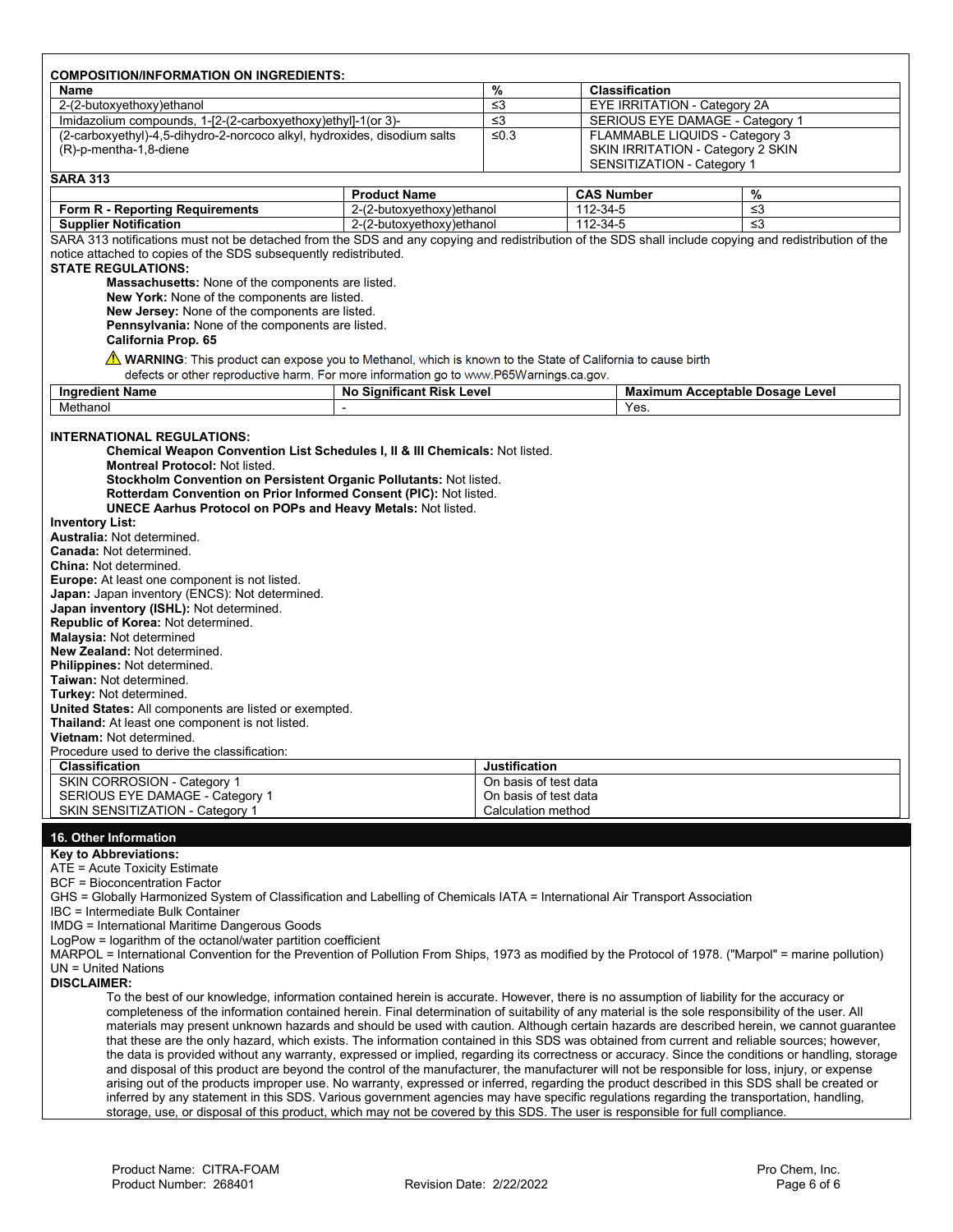**COMPOSITION/INFORMATION ON INGREDIENTS:**

| Name | % | Classification |
|---|---|---|
| 2-(2-butoxyethoxy)ethanol | ≤3 | EYE IRRITATION - Category 2A |
| Imidazolium compounds, 1-[2-(2-carboxyethoxy)ethyl]-1(or 3)- | ≤3 | SERIOUS EYE DAMAGE - Category 1 |
| (2-carboxyethyl)-4,5-dihydro-2-norcoco alkyl, hydroxides, disodium salts (R)-p-mentha-1,8-diene | ≤0.3 | FLAMMABLE LIQUIDS - Category 3 SKIN IRRITATION - Category 2 SKIN SENSITIZATION - Category 1 |

**SARA 313**

| | Product Name | CAS Number | % |
|---|---|---|---|
| **Form R - Reporting Requirements** | 2-(2-butoxyethoxy)ethanol | 112-34-5 | ≤3 |
| **Supplier Notification** | 2-(2-butoxyethoxy)ethanol | 112-34-5 | ≤3 |

SARA 313 notifications must not be detached from the SDS and any copying and redistribution of the SDS shall include copying and redistribution of the notice attached to copies of the SDS subsequently redistributed.

**STATE REGULATIONS:**

**Massachusetts:** None of the components are listed.
**New York:** None of the components are listed.
**New Jersey:** None of the components are listed.
**Pennsylvania:** None of the components are listed.
**California Prop. 65**

⚠ **WARNING**: This product can expose you to Methanol, which is known to the State of California to cause birth defects or other reproductive harm. For more information go to www.P65Warnings.ca.gov.

| Ingredient Name | No Significant Risk Level | Maximum Acceptable Dosage Level |
|---|---|---|
| Methanol | - | Yes. |

**INTERNATIONAL REGULATIONS:**

**Chemical Weapon Convention List Schedules I, II & III Chemicals:** Not listed.
**Montreal Protocol:** Not listed.
**Stockholm Convention on Persistent Organic Pollutants:** Not listed.
**Rotterdam Convention on Prior Informed Consent (PIC):** Not listed.
**UNECE Aarhus Protocol on POPs and Heavy Metals:** Not listed.

**Inventory List:**
**Australia:** Not determined.
**Canada:** Not determined.
**China:** Not determined.
**Europe:** At least one component is not listed.
**Japan:** Japan inventory (ENCS): Not determined.
**Japan inventory (ISHL):** Not determined.
**Republic of Korea:** Not determined.
**Malaysia:** Not determined
**New Zealand:** Not determined.
**Philippines:** Not determined.
**Taiwan:** Not determined.
**Turkey:** Not determined.
**United States:** All components are listed or exempted.
**Thailand:** At least one component is not listed.
**Vietnam:** Not determined.

Procedure used to derive the classification:

| Classification | Justification |
|---|---|
| SKIN CORROSION - Category 1 | On basis of test data |
| SERIOUS EYE DAMAGE - Category 1 | On basis of test data |
| SKIN SENSITIZATION - Category 1 | Calculation method |

## 16. Other Information

**Key to Abbreviations:**
ATE = Acute Toxicity Estimate
BCF = Bioconcentration Factor
GHS = Globally Harmonized System of Classification and Labelling of Chemicals IATA = International Air Transport Association
IBC = Intermediate Bulk Container
IMDG = International Maritime Dangerous Goods
LogPow = logarithm of the octanol/water partition coefficient
MARPOL = International Convention for the Prevention of Pollution From Ships, 1973 as modified by the Protocol of 1978. ("Marpol" = marine pollution)
UN = United Nations

**DISCLAIMER:**

To the best of our knowledge, information contained herein is accurate. However, there is no assumption of liability for the accuracy or completeness of the information contained herein. Final determination of suitability of any material is the sole responsibility of the user. All materials may present unknown hazards and should be used with caution. Although certain hazards are described herein, we cannot guarantee that these are the only hazard, which exists. The information contained in this SDS was obtained from current and reliable sources; however, the data is provided without any warranty, expressed or implied, regarding its correctness or accuracy. Since the conditions or handling, storage and disposal of this product are beyond the control of the manufacturer, the manufacturer will not be responsible for loss, injury, or expense arising out of the products improper use. No warranty, expressed or inferred, regarding the product described in this SDS shall be created or inferred by any statement in this SDS. Various government agencies may have specific regulations regarding the transportation, handling, storage, use, or disposal of this product, which may not be covered by this SDS. The user is responsible for full compliance.